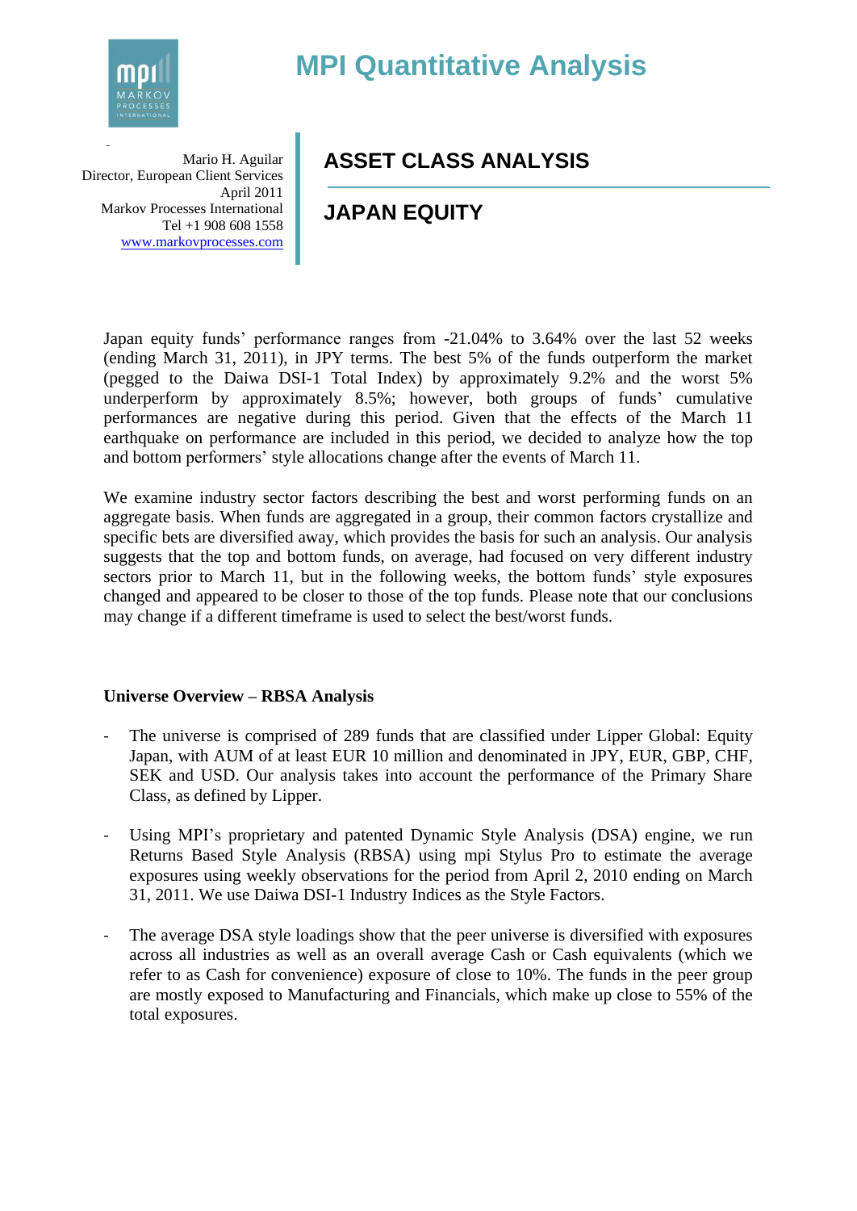# MPI Quantitative Analysis

Mario H. Aguilar
Director, European Client Services
April 2011
Markov Processes International
Tel +1 908 608 1558
www.markovprocesses.com

## ASSET CLASS ANALYSIS

## JAPAN EQUITY

Japan equity funds' performance ranges from -21.04% to 3.64% over the last 52 weeks (ending March 31, 2011), in JPY terms. The best 5% of the funds outperform the market (pegged to the Daiwa DSI-1 Total Index) by approximately 9.2% and the worst 5% underperform by approximately 8.5%; however, both groups of funds' cumulative performances are negative during this period. Given that the effects of the March 11 earthquake on performance are included in this period, we decided to analyze how the top and bottom performers' style allocations change after the events of March 11.

We examine industry sector factors describing the best and worst performing funds on an aggregate basis. When funds are aggregated in a group, their common factors crystallize and specific bets are diversified away, which provides the basis for such an analysis. Our analysis suggests that the top and bottom funds, on average, had focused on very different industry sectors prior to March 11, but in the following weeks, the bottom funds' style exposures changed and appeared to be closer to those of the top funds. Please note that our conclusions may change if a different timeframe is used to select the best/worst funds.

**Universe Overview – RBSA Analysis**

- The universe is comprised of 289 funds that are classified under Lipper Global: Equity Japan, with AUM of at least EUR 10 million and denominated in JPY, EUR, GBP, CHF, SEK and USD. Our analysis takes into account the performance of the Primary Share Class, as defined by Lipper.

- Using MPI's proprietary and patented Dynamic Style Analysis (DSA) engine, we run Returns Based Style Analysis (RBSA) using mpi Stylus Pro to estimate the average exposures using weekly observations for the period from April 2, 2010 ending on March 31, 2011. We use Daiwa DSI-1 Industry Indices as the Style Factors.

- The average DSA style loadings show that the peer universe is diversified with exposures across all industries as well as an overall average Cash or Cash equivalents (which we refer to as Cash for convenience) exposure of close to 10%. The funds in the peer group are mostly exposed to Manufacturing and Financials, which make up close to 55% of the total exposures.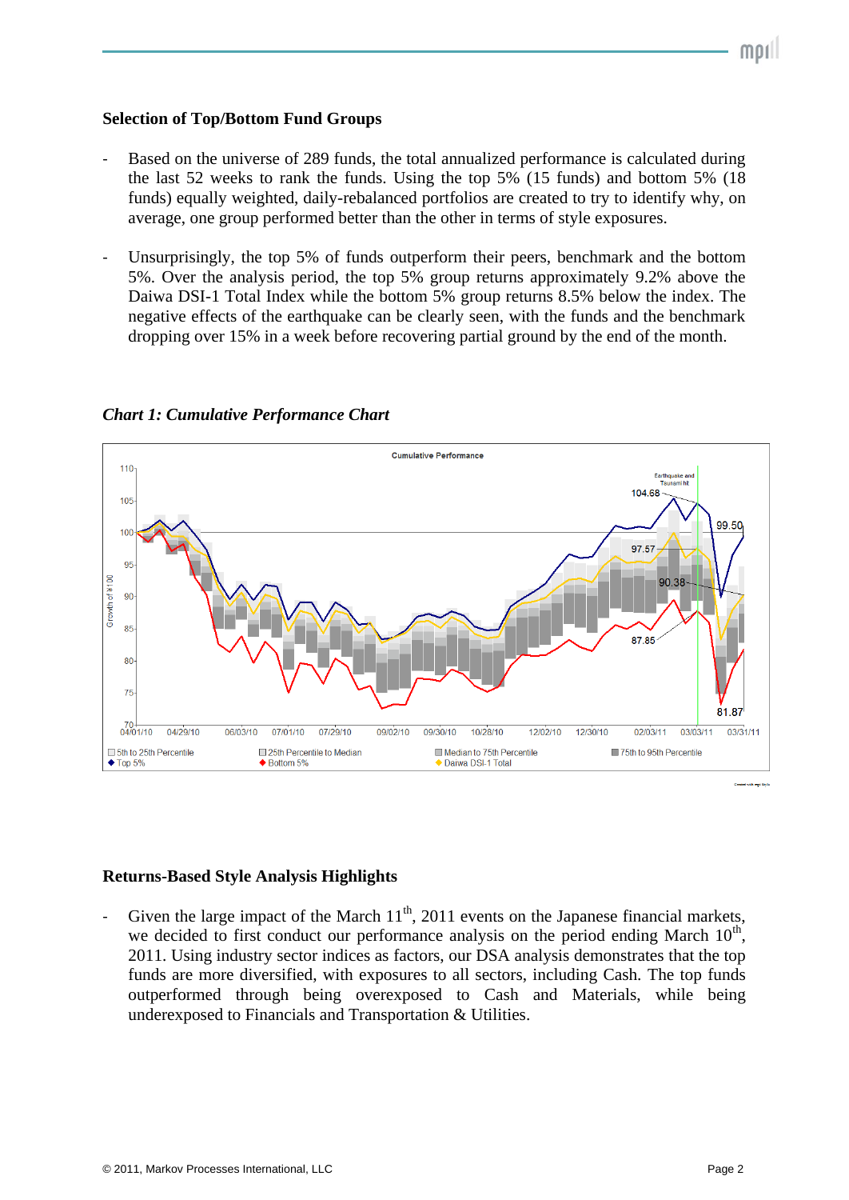### Selection of Top/Bottom Fund Groups

- Based on the universe of 289 funds, the total annualized performance is calculated during the last 52 weeks to rank the funds. Using the top 5% (15 funds) and bottom 5% (18 funds) equally weighted, daily-rebalanced portfolios are created to try to identify why, on average, one group performed better than the other in terms of style exposures.

- Unsurprisingly, the top 5% of funds outperform their peers, benchmark and the bottom 5%. Over the analysis period, the top 5% group returns approximately 9.2% above the Daiwa DSI-1 Total Index while the bottom 5% group returns 8.5% below the index. The negative effects of the earthquake can be clearly seen, with the funds and the benchmark dropping over 15% in a week before recovering partial ground by the end of the month.

*Chart 1: Cumulative Performance Chart*

### Returns-Based Style Analysis Highlights

- Given the large impact of the March 11th, 2011 events on the Japanese financial markets, we decided to first conduct our performance analysis on the period ending March 10th, 2011. Using industry sector indices as factors, our DSA analysis demonstrates that the top funds are more diversified, with exposures to all sectors, including Cash. The top funds outperformed through being overexposed to Cash and Materials, while being underexposed to Financials and Transportation & Utilities.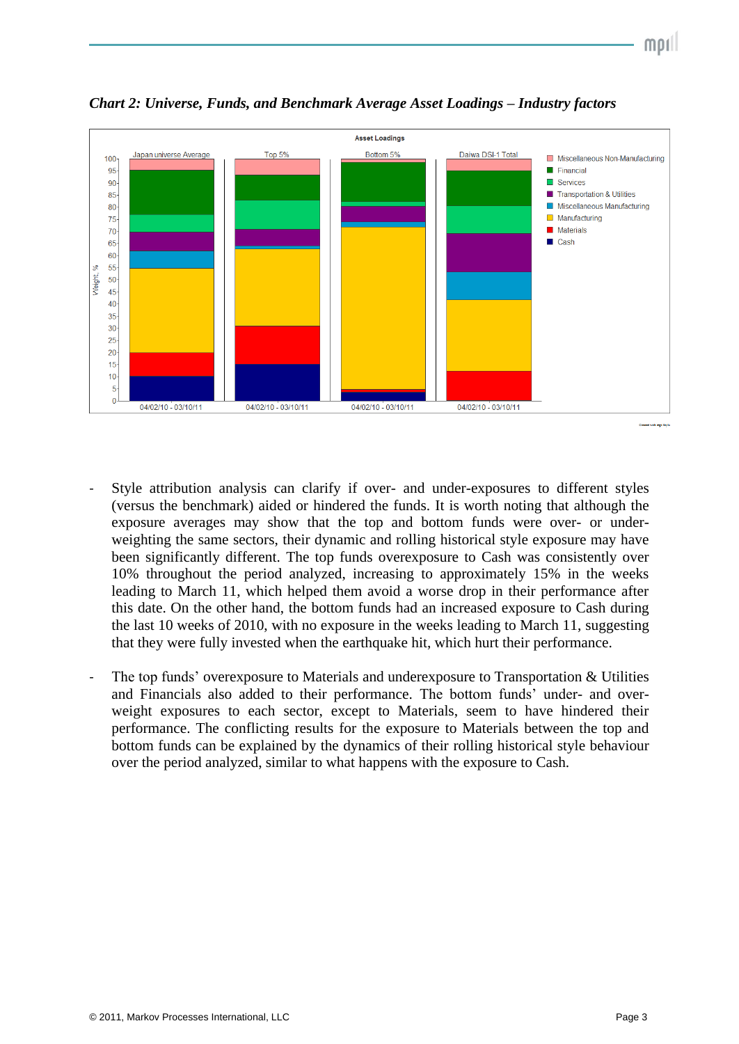*Chart 2: Universe, Funds, and Benchmark Average Asset Loadings – Industry factors*

- Style attribution analysis can clarify if over- and under-exposures to different styles (versus the benchmark) aided or hindered the funds. It is worth noting that although the exposure averages may show that the top and bottom funds were over- or under-weighting the same sectors, their dynamic and rolling historical style exposure may have been significantly different. The top funds overexposure to Cash was consistently over 10% throughout the period analyzed, increasing to approximately 15% in the weeks leading to March 11, which helped them avoid a worse drop in their performance after this date. On the other hand, the bottom funds had an increased exposure to Cash during the last 10 weeks of 2010, with no exposure in the weeks leading to March 11, suggesting that they were fully invested when the earthquake hit, which hurt their performance.

- The top funds' overexposure to Materials and underexposure to Transportation & Utilities and Financials also added to their performance. The bottom funds' under- and over-weight exposures to each sector, except to Materials, seem to have hindered their performance. The conflicting results for the exposure to Materials between the top and bottom funds can be explained by the dynamics of their rolling historical style behaviour over the period analyzed, similar to what happens with the exposure to Cash.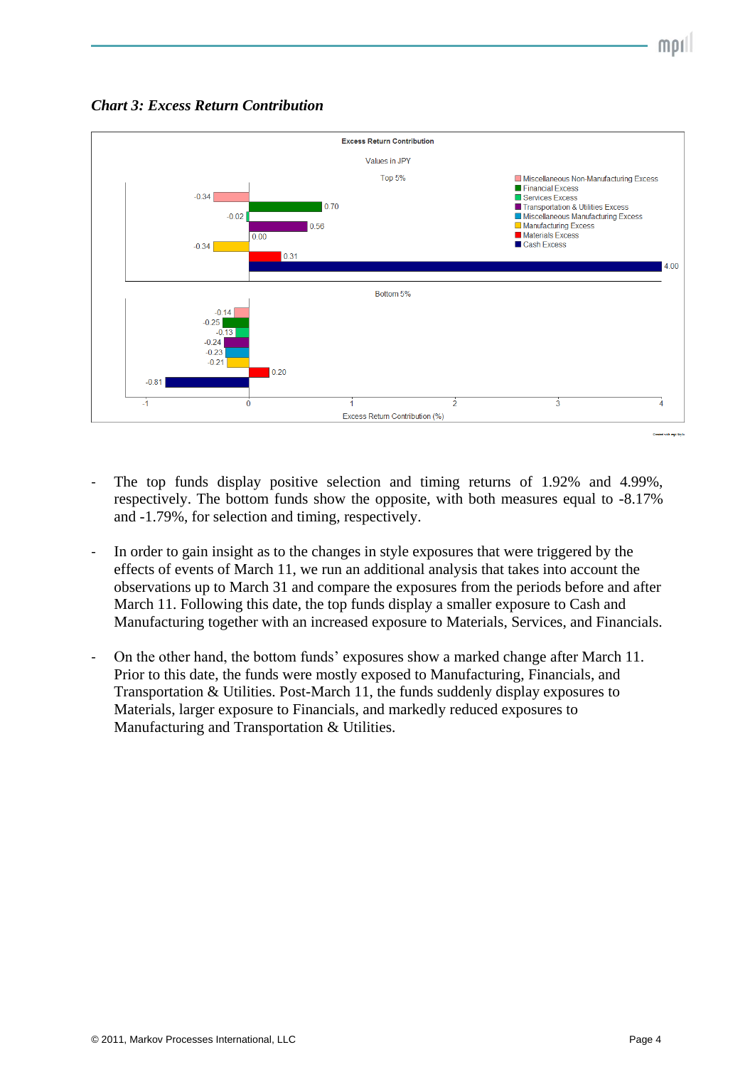*Chart 3: Excess Return Contribution*

Excess Return Contribution

Values in JPY

Top 5%

| Category | Top 5% | Bottom 5% |
|---|---|---|
| Miscellaneous Non-Manufacturing Excess | -0.34 | -0.14 |
| Financial Excess | 0.70 | -0.25 |
| Services Excess | -0.02 | -0.13 |
| Transportation & Utilities Excess | 0.56 | -0.24 |
| Miscellaneous Manufacturing Excess | 0.00 | -0.23 |
| Manufacturing Excess | -0.34 | -0.21 |
| Materials Excess | 0.31 | 0.20 |
| Cash Excess | 4.00 | -0.81 |

Excess Return Contribution (%)

- The top funds display positive selection and timing returns of 1.92% and 4.99%, respectively. The bottom funds show the opposite, with both measures equal to -8.17% and -1.79%, for selection and timing, respectively.

- In order to gain insight as to the changes in style exposures that were triggered by the effects of events of March 11, we run an additional analysis that takes into account the observations up to March 31 and compare the exposures from the periods before and after March 11. Following this date, the top funds display a smaller exposure to Cash and Manufacturing together with an increased exposure to Materials, Services, and Financials.

- On the other hand, the bottom funds' exposures show a marked change after March 11. Prior to this date, the funds were mostly exposed to Manufacturing, Financials, and Transportation & Utilities. Post-March 11, the funds suddenly display exposures to Materials, larger exposure to Financials, and markedly reduced exposures to Manufacturing and Transportation & Utilities.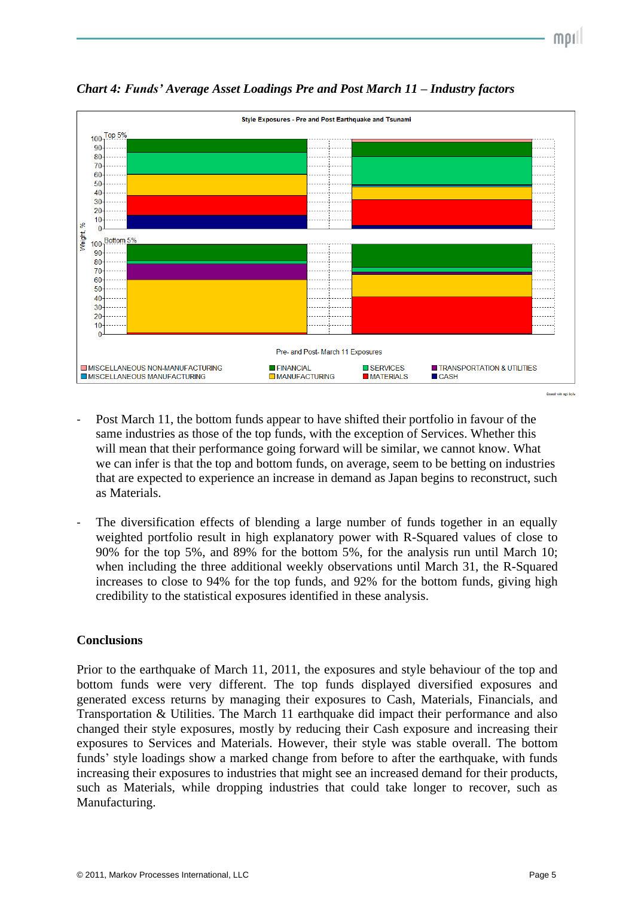*Chart 4: Funds' Average Asset Loadings Pre and Post March 11 – Industry factors*

- Post March 11, the bottom funds appear to have shifted their portfolio in favour of the same industries as those of the top funds, with the exception of Services. Whether this will mean that their performance going forward will be similar, we cannot know. What we can infer is that the top and bottom funds, on average, seem to be betting on industries that are expected to experience an increase in demand as Japan begins to reconstruct, such as Materials.

- The diversification effects of blending a large number of funds together in an equally weighted portfolio result in high explanatory power with R-Squared values of close to 90% for the top 5%, and 89% for the bottom 5%, for the analysis run until March 10; when including the three additional weekly observations until March 31, the R-Squared increases to close to 94% for the top funds, and 92% for the bottom funds, giving high credibility to the statistical exposures identified in these analysis.

**Conclusions**

Prior to the earthquake of March 11, 2011, the exposures and style behaviour of the top and bottom funds were very different. The top funds displayed diversified exposures and generated excess returns by managing their exposures to Cash, Materials, Financials, and Transportation & Utilities. The March 11 earthquake did impact their performance and also changed their style exposures, mostly by reducing their Cash exposure and increasing their exposures to Services and Materials. However, their style was stable overall. The bottom funds' style loadings show a marked change from before to after the earthquake, with funds increasing their exposures to industries that might see an increased demand for their products, such as Materials, while dropping industries that could take longer to recover, such as Manufacturing.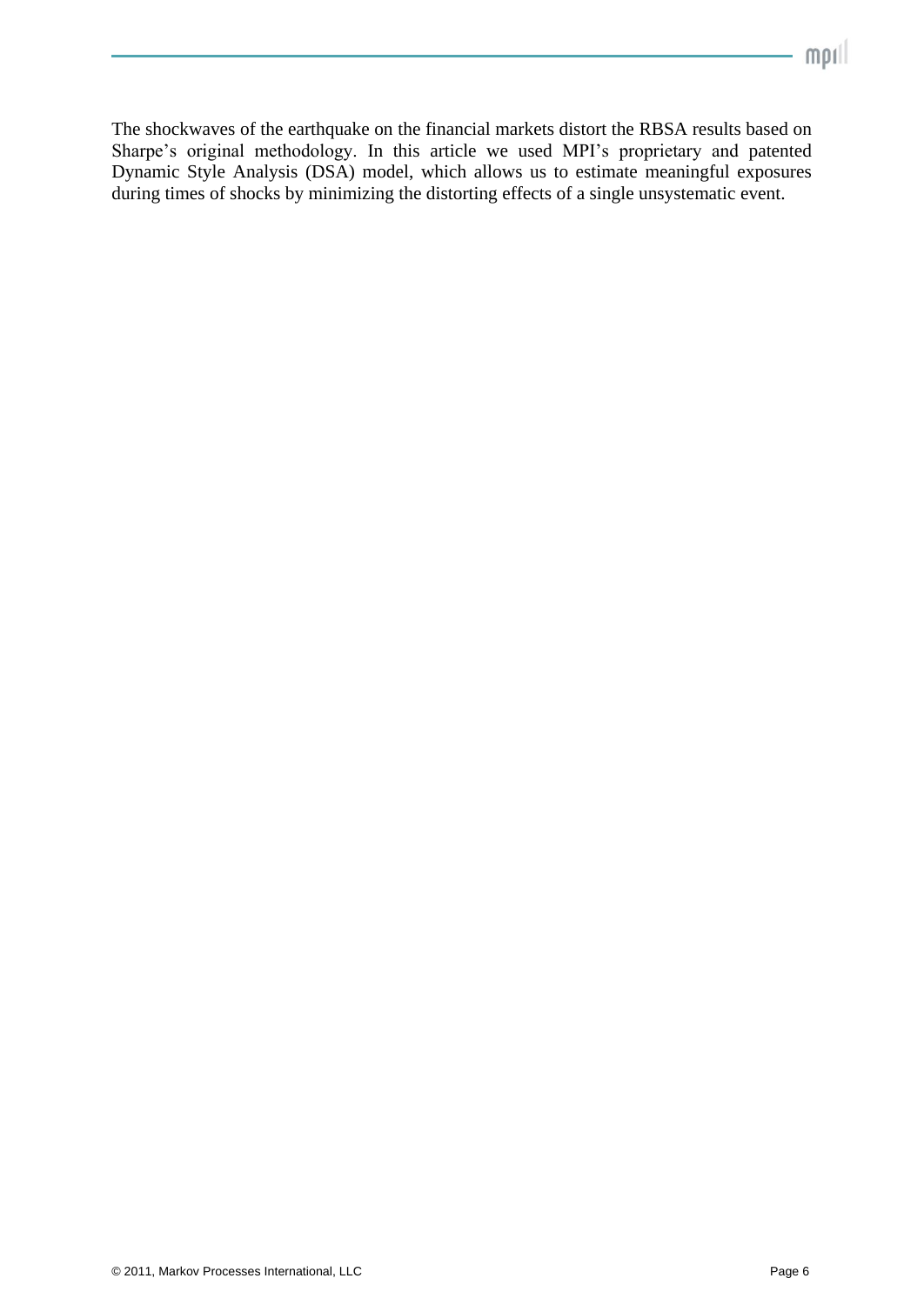The shockwaves of the earthquake on the financial markets distort the RBSA results based on Sharpe's original methodology. In this article we used MPI's proprietary and patented Dynamic Style Analysis (DSA) model, which allows us to estimate meaningful exposures during times of shocks by minimizing the distorting effects of a single unsystematic event.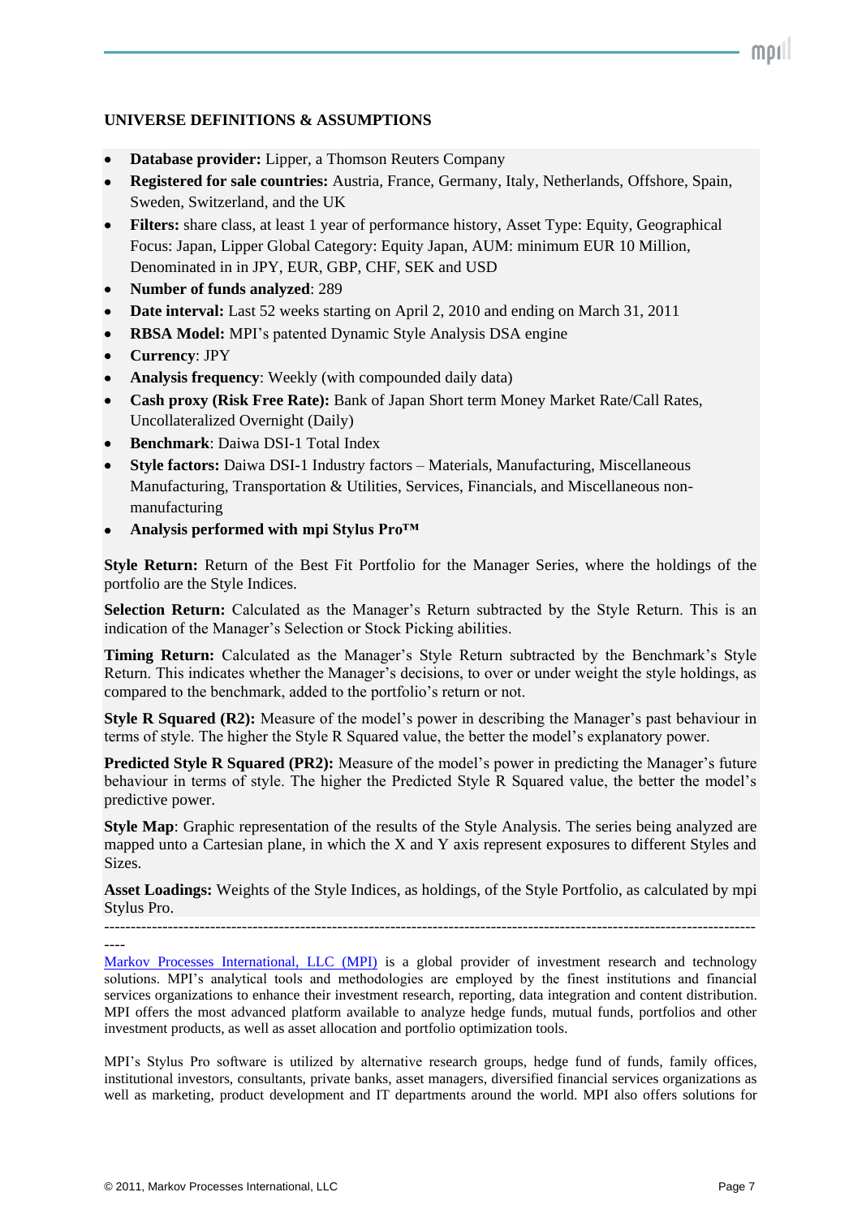**UNIVERSE DEFINITIONS & ASSUMPTIONS**

- **Database provider:** Lipper, a Thomson Reuters Company
- **Registered for sale countries:** Austria, France, Germany, Italy, Netherlands, Offshore, Spain, Sweden, Switzerland, and the UK
- **Filters:** share class, at least 1 year of performance history, Asset Type: Equity, Geographical Focus: Japan, Lipper Global Category: Equity Japan, AUM: minimum EUR 10 Million, Denominated in in JPY, EUR, GBP, CHF, SEK and USD
- **Number of funds analyzed**: 289
- **Date interval:** Last 52 weeks starting on April 2, 2010 and ending on March 31, 2011
- **RBSA Model:** MPI's patented Dynamic Style Analysis DSA engine
- **Currency**: JPY
- **Analysis frequency**: Weekly (with compounded daily data)
- **Cash proxy (Risk Free Rate):** Bank of Japan Short term Money Market Rate/Call Rates, Uncollateralized Overnight (Daily)
- **Benchmark**: Daiwa DSI-1 Total Index
- **Style factors:** Daiwa DSI-1 Industry factors – Materials, Manufacturing, Miscellaneous Manufacturing, Transportation & Utilities, Services, Financials, and Miscellaneous non-manufacturing
- **Analysis performed with mpi Stylus Pro™**

**Style Return:** Return of the Best Fit Portfolio for the Manager Series, where the holdings of the portfolio are the Style Indices.

**Selection Return:** Calculated as the Manager's Return subtracted by the Style Return. This is an indication of the Manager's Selection or Stock Picking abilities.

**Timing Return:** Calculated as the Manager's Style Return subtracted by the Benchmark's Style Return. This indicates whether the Manager's decisions, to over or under weight the style holdings, as compared to the benchmark, added to the portfolio's return or not.

**Style R Squared (R2):** Measure of the model's power in describing the Manager's past behaviour in terms of style. The higher the Style R Squared value, the better the model's explanatory power.

**Predicted Style R Squared (PR2):** Measure of the model's power in predicting the Manager's future behaviour in terms of style. The higher the Predicted Style R Squared value, the better the model's predictive power.

**Style Map**: Graphic representation of the results of the Style Analysis. The series being analyzed are mapped unto a Cartesian plane, in which the X and Y axis represent exposures to different Styles and Sizes.

**Asset Loadings:** Weights of the Style Indices, as holdings, of the Style Portfolio, as calculated by mpi Stylus Pro.

---

Markov Processes International, LLC (MPI) is a global provider of investment research and technology solutions. MPI's analytical tools and methodologies are employed by the finest institutions and financial services organizations to enhance their investment research, reporting, data integration and content distribution. MPI offers the most advanced platform available to analyze hedge funds, mutual funds, portfolios and other investment products, as well as asset allocation and portfolio optimization tools.

MPI's Stylus Pro software is utilized by alternative research groups, hedge fund of funds, family offices, institutional investors, consultants, private banks, asset managers, diversified financial services organizations as well as marketing, product development and IT departments around the world. MPI also offers solutions for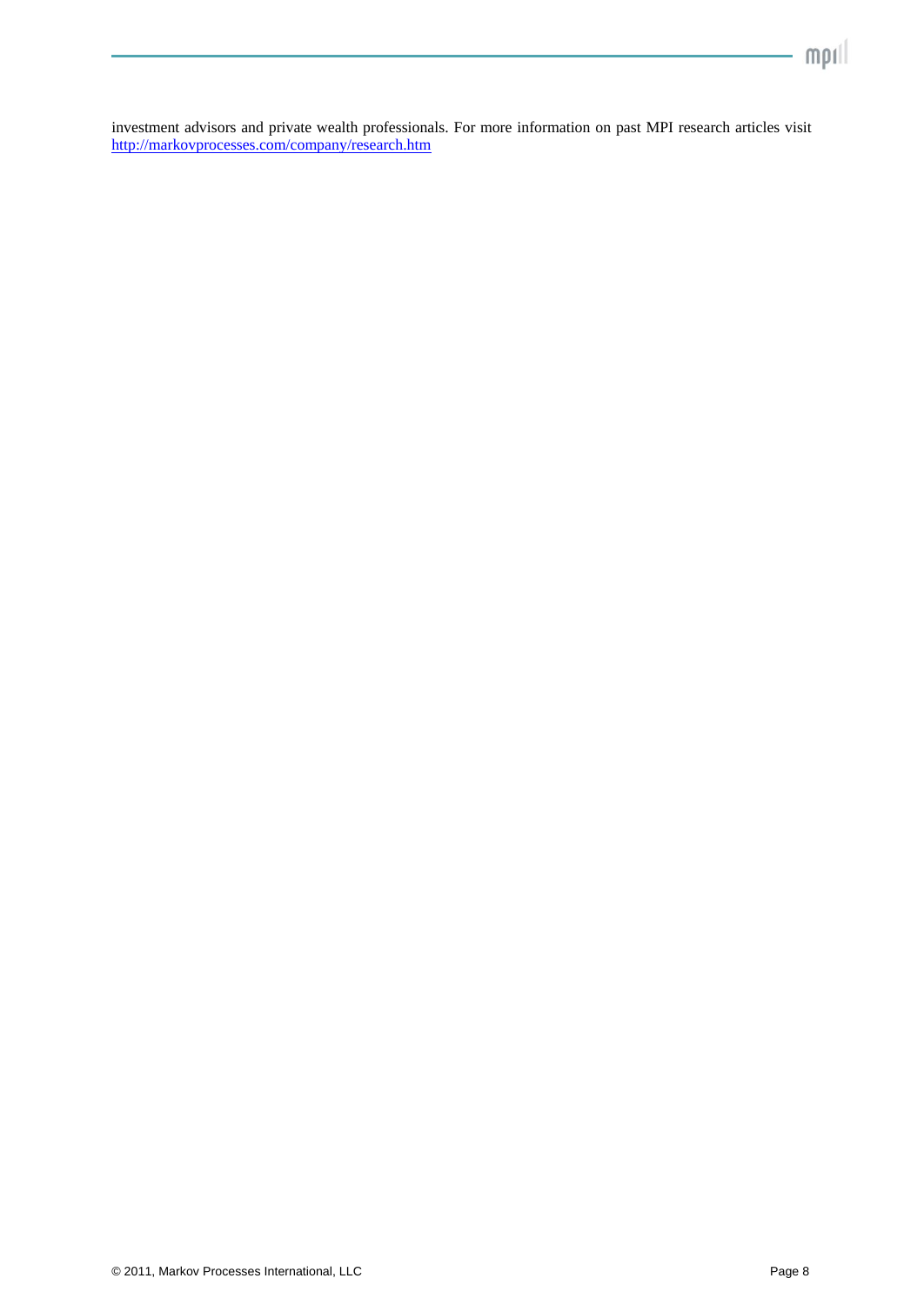investment advisors and private wealth professionals. For more information on past MPI research articles visit http://markovprocesses.com/company/research.htm